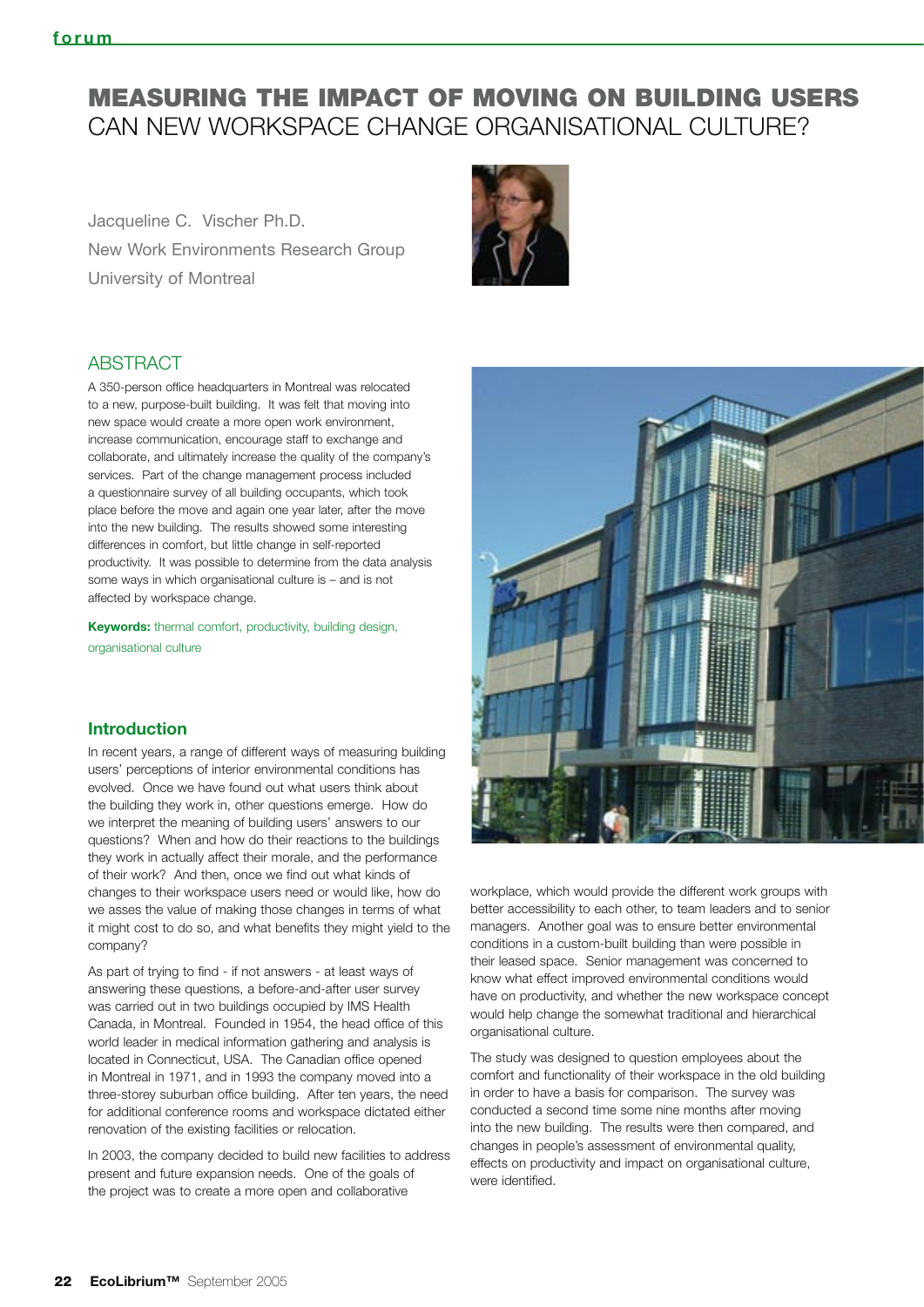# MEASURING THE IMPACT OF MOVING ON BUILDING USERS
## CAN NEW WORKSPACE CHANGE ORGANISATIONAL CULTURE?

Jacqueline C. Vischer Ph.D.
New Work Environments Research Group
University of Montreal

## ABSTRACT

A 350-person office headquarters in Montreal was relocated to a new, purpose-built building. It was felt that moving into new space would create a more open work environment, increase communication, encourage staff to exchange and collaborate, and ultimately increase the quality of the company's services. Part of the change management process included a questionnaire survey of all building occupants, which took place before the move and again one year later, after the move into the new building. The results showed some interesting differences in comfort, but little change in self-reported productivity. It was possible to determine from the data analysis some ways in which organisational culture is – and is not affected by workspace change.

**Keywords:** thermal comfort, productivity, building design, organisational culture

### Introduction

In recent years, a range of different ways of measuring building users' perceptions of interior environmental conditions has evolved. Once we have found out what users think about the building they work in, other questions emerge. How do we interpret the meaning of building users' answers to our questions? When and how do their reactions to the buildings they work in actually affect their morale, and the performance of their work? And then, once we find out what kinds of changes to their workspace users need or would like, how do we asses the value of making those changes in terms of what it might cost to do so, and what benefits they might yield to the company?

As part of trying to find - if not answers - at least ways of answering these questions, a before-and-after user survey was carried out in two buildings occupied by IMS Health Canada, in Montreal. Founded in 1954, the head office of this world leader in medical information gathering and analysis is located in Connecticut, USA. The Canadian office opened in Montreal in 1971, and in 1993 the company moved into a three-storey suburban office building. After ten years, the need for additional conference rooms and workspace dictated either renovation of the existing facilities or relocation.

In 2003, the company decided to build new facilities to address present and future expansion needs. One of the goals of the project was to create a more open and collaborative workplace, which would provide the different work groups with better accessibility to each other, to team leaders and to senior managers. Another goal was to ensure better environmental conditions in a custom-built building than were possible in their leased space. Senior management was concerned to know what effect improved environmental conditions would have on productivity, and whether the new workspace concept would help change the somewhat traditional and hierarchical organisational culture.

The study was designed to question employees about the comfort and functionality of their workspace in the old building in order to have a basis for comparison. The survey was conducted a second time some nine months after moving into the new building. The results were then compared, and changes in people's assessment of environmental quality, effects on productivity and impact on organisational culture, were identified.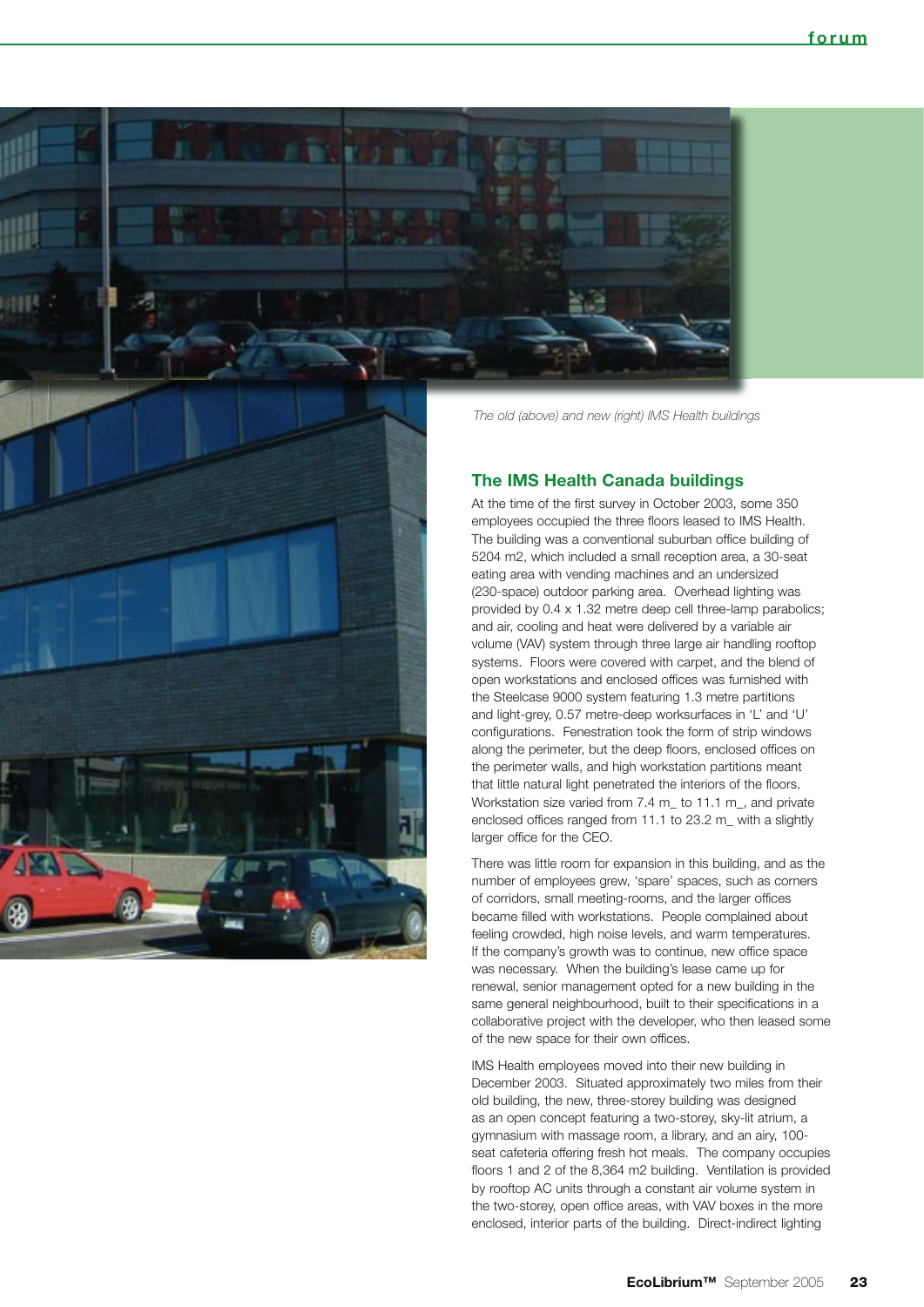*The old (above) and new (right) IMS Health buildings*

## The IMS Health Canada buildings

At the time of the first survey in October 2003, some 350 employees occupied the three floors leased to IMS Health. The building was a conventional suburban office building of 5204 m2, which included a small reception area, a 30-seat eating area with vending machines and an undersized (230-space) outdoor parking area. Overhead lighting was provided by 0.4 x 1.32 metre deep cell three-lamp parabolics; and air, cooling and heat were delivered by a variable air volume (VAV) system through three large air handling rooftop systems. Floors were covered with carpet, and the blend of open workstations and enclosed offices was furnished with the Steelcase 9000 system featuring 1.3 metre partitions and light-grey, 0.57 metre-deep worksurfaces in 'L' and 'U' configurations. Fenestration took the form of strip windows along the perimeter, but the deep floors, enclosed offices on the perimeter walls, and high workstation partitions meant that little natural light penetrated the interiors of the floors. Workstation size varied from 7.4 m_ to 11.1 m_, and private enclosed offices ranged from 11.1 to 23.2 m_ with a slightly larger office for the CEO.

There was little room for expansion in this building, and as the number of employees grew, 'spare' spaces, such as corners of corridors, small meeting-rooms, and the larger offices became filled with workstations. People complained about feeling crowded, high noise levels, and warm temperatures. If the company's growth was to continue, new office space was necessary. When the building's lease came up for renewal, senior management opted for a new building in the same general neighbourhood, built to their specifications in a collaborative project with the developer, who then leased some of the new space for their own offices.

IMS Health employees moved into their new building in December 2003. Situated approximately two miles from their old building, the new, three-storey building was designed as an open concept featuring a two-storey, sky-lit atrium, a gymnasium with massage room, a library, and an airy, 100-seat cafeteria offering fresh hot meals. The company occupies floors 1 and 2 of the 8,364 m2 building. Ventilation is provided by rooftop AC units through a constant air volume system in the two-storey, open office areas, with VAV boxes in the more enclosed, interior parts of the building. Direct-indirect lighting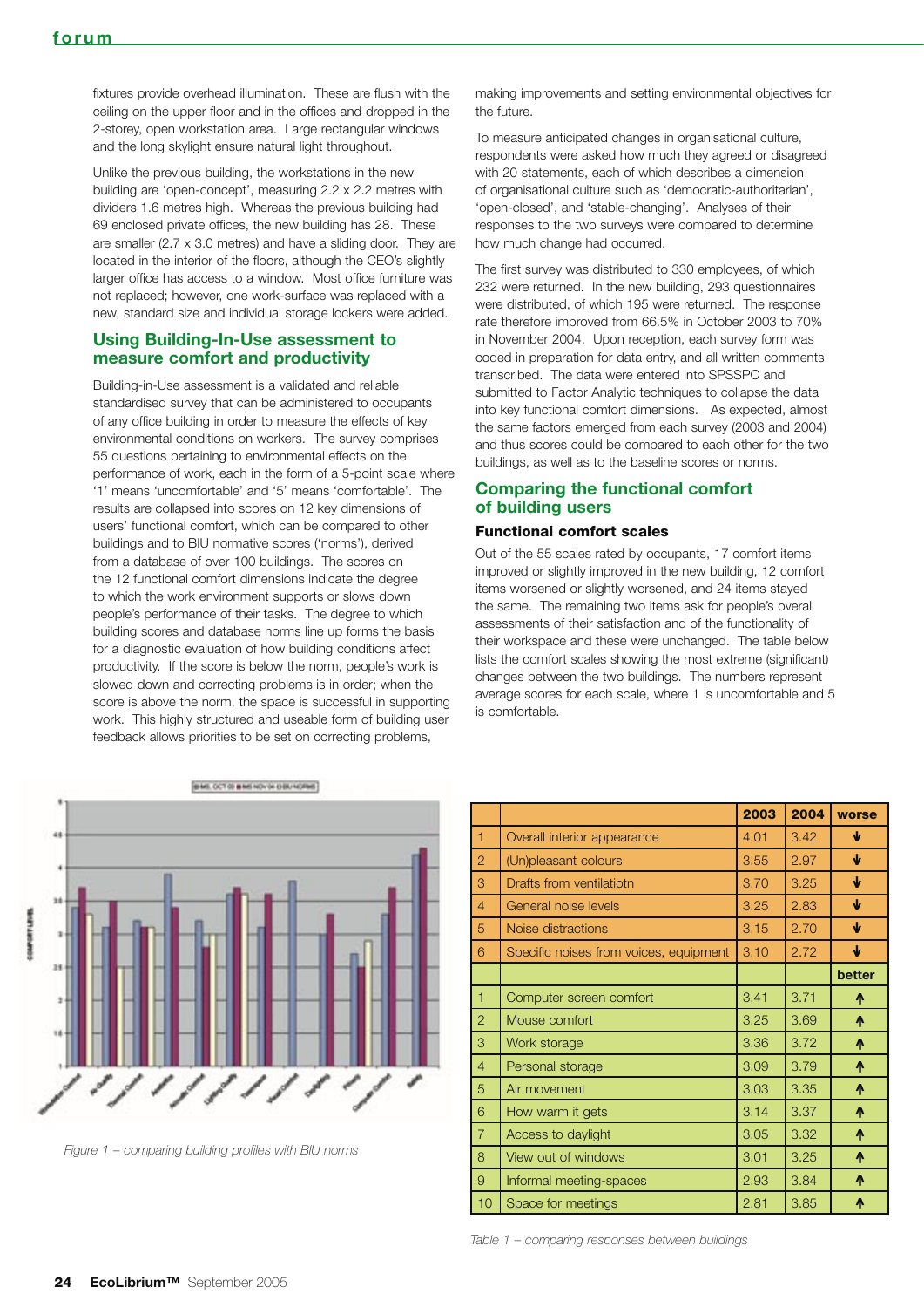fixtures provide overhead illumination. These are flush with the ceiling on the upper floor and in the offices and dropped in the 2-storey, open workstation area. Large rectangular windows and the long skylight ensure natural light throughout.

Unlike the previous building, the workstations in the new building are 'open-concept', measuring 2.2 x 2.2 metres with dividers 1.6 metres high. Whereas the previous building had 69 enclosed private offices, the new building has 28. These are smaller (2.7 x 3.0 metres) and have a sliding door. They are located in the interior of the floors, although the CEO's slightly larger office has access to a window. Most office furniture was not replaced; however, one work-surface was replaced with a new, standard size and individual storage lockers were added.

## Using Building-In-Use assessment to measure comfort and productivity

Building-in-Use assessment is a validated and reliable standardised survey that can be administered to occupants of any office building in order to measure the effects of key environmental conditions on workers. The survey comprises 55 questions pertaining to environmental effects on the performance of work, each in the form of a 5-point scale where '1' means 'uncomfortable' and '5' means 'comfortable'. The results are collapsed into scores on 12 key dimensions of users' functional comfort, which can be compared to other buildings and to BIU normative scores ('norms'), derived from a database of over 100 buildings. The scores on the 12 functional comfort dimensions indicate the degree to which the work environment supports or slows down people's performance of their tasks. The degree to which building scores and database norms line up forms the basis for a diagnostic evaluation of how building conditions affect productivity. If the score is below the norm, people's work is slowed down and correcting problems is in order; when the score is above the norm, the space is successful in supporting work. This highly structured and useable form of building user feedback allows priorities to be set on correcting problems, making improvements and setting environmental objectives for the future.

To measure anticipated changes in organisational culture, respondents were asked how much they agreed or disagreed with 20 statements, each of which describes a dimension of organisational culture such as 'democratic-authoritarian', 'open-closed', and 'stable-changing'. Analyses of their responses to the two surveys were compared to determine how much change had occurred.

The first survey was distributed to 330 employees, of which 232 were returned. In the new building, 293 questionnaires were distributed, of which 195 were returned. The response rate therefore improved from 66.5% in October 2003 to 70% in November 2004. Upon reception, each survey form was coded in preparation for data entry, and all written comments transcribed. The data were entered into SPSSPC and submitted to Factor Analytic techniques to collapse the data into key functional comfort dimensions. As expected, almost the same factors emerged from each survey (2003 and 2004) and thus scores could be compared to each other for the two buildings, as well as to the baseline scores or norms.

## Comparing the functional comfort of building users

### Functional comfort scales

Out of the 55 scales rated by occupants, 17 comfort items improved or slightly improved in the new building, 12 comfort items worsened or slightly worsened, and 24 items stayed the same. The remaining two items ask for people's overall assessments of their satisfaction and of the functionality of their workspace and these were unchanged. The table below lists the comfort scales showing the most extreme (significant) changes between the two buildings. The numbers represent average scores for each scale, where 1 is uncomfortable and 5 is comfortable.

Figure 1 – comparing building profiles with BIU norms

| | | 2003 | 2004 | worse |
|---|---|---|---|---|
| 1 | Overall interior appearance | 4.01 | 3.42 | ↓ |
| 2 | (Un)pleasant colours | 3.55 | 2.97 | ↓ |
| 3 | Drafts from ventilatiotn | 3.70 | 3.25 | ↓ |
| 4 | General noise levels | 3.25 | 2.83 | ↓ |
| 5 | Noise distractions | 3.15 | 2.70 | ↓ |
| 6 | Specific noises from voices, equipment | 3.10 | 2.72 | ↓ |
| | | | | better |
| 1 | Computer screen comfort | 3.41 | 3.71 | ↑ |
| 2 | Mouse comfort | 3.25 | 3.69 | ↑ |
| 3 | Work storage | 3.36 | 3.72 | ↑ |
| 4 | Personal storage | 3.09 | 3.79 | ↑ |
| 5 | Air movement | 3.03 | 3.35 | ↑ |
| 6 | How warm it gets | 3.14 | 3.37 | ↑ |
| 7 | Access to daylight | 3.05 | 3.32 | ↑ |
| 8 | View out of windows | 3.01 | 3.25 | ↑ |
| 9 | Informal meeting-spaces | 2.93 | 3.84 | ↑ |
| 10 | Space for meetings | 2.81 | 3.85 | ↑ |

Table 1 – comparing responses between buildings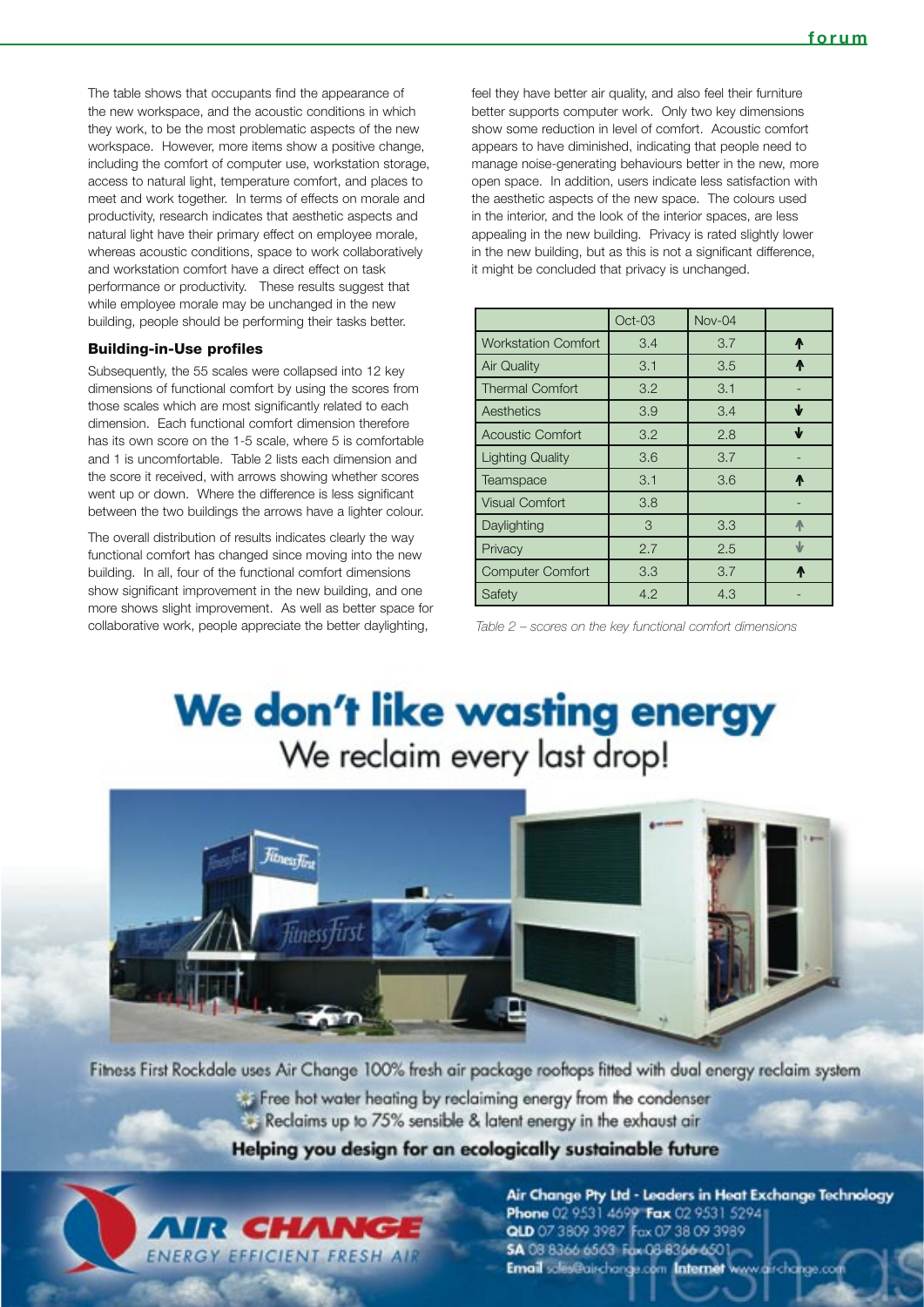The table shows that occupants find the appearance of the new workspace, and the acoustic conditions in which they work, to be the most problematic aspects of the new workspace. However, more items show a positive change, including the comfort of computer use, workstation storage, access to natural light, temperature comfort, and places to meet and work together. In terms of effects on morale and productivity, research indicates that aesthetic aspects and natural light have their primary effect on employee morale, whereas acoustic conditions, space to work collaboratively and workstation comfort have a direct effect on task performance or productivity. These results suggest that while employee morale may be unchanged in the new building, people should be performing their tasks better.

### Building-in-Use profiles

Subsequently, the 55 scales were collapsed into 12 key dimensions of functional comfort by using the scores from those scales which are most significantly related to each dimension. Each functional comfort dimension therefore has its own score on the 1-5 scale, where 5 is comfortable and 1 is uncomfortable. Table 2 lists each dimension and the score it received, with arrows showing whether scores went up or down. Where the difference is less significant between the two buildings the arrows have a lighter colour.

The overall distribution of results indicates clearly the way functional comfort has changed since moving into the new building. In all, four of the functional comfort dimensions show significant improvement in the new building, and one more shows slight improvement. As well as better space for collaborative work, people appreciate the better daylighting, feel they have better air quality, and also feel their furniture better supports computer work. Only two key dimensions show some reduction in level of comfort. Acoustic comfort appears to have diminished, indicating that people need to manage noise-generating behaviours better in the new, more open space. In addition, users indicate less satisfaction with the aesthetic aspects of the new space. The colours used in the interior, and the look of the interior spaces, are less appealing in the new building. Privacy is rated slightly lower in the new building, but as this is not a significant difference, it might be concluded that privacy is unchanged.

| | Oct-03 | Nov-04 | |
|---|---|---|---|
| Workstation Comfort | 3.4 | 3.7 | ↑ |
| Air Quality | 3.1 | 3.5 | ↑ |
| Thermal Comfort | 3.2 | 3.1 | - |
| Aesthetics | 3.9 | 3.4 | ↓ |
| Acoustic Comfort | 3.2 | 2.8 | ↓ |
| Lighting Quality | 3.6 | 3.7 | - |
| Teamspace | 3.1 | 3.6 | ↑ |
| Visual Comfort | 3.8 | | - |
| Daylighting | 3 | 3.3 | ↑ |
| Privacy | 2.7 | 2.5 | ↓ |
| Computer Comfort | 3.3 | 3.7 | ↑ |
| Safety | 4.2 | 4.3 | - |

*Table 2 – scores on the key functional comfort dimensions*

# We don't like wasting energy
We reclaim every last drop!

Fitness First Rockdale uses Air Change 100% fresh air package rooftops fitted with dual energy reclaim system

- Free hot water heating by reclaiming energy from the condenser
- Reclaims up to 75% sensible & latent energy in the exhaust air

**Helping you design for an ecologically sustainable future**

AIR CHANGE
ENERGY EFFICIENT FRESH AIR

Air Change Pty Ltd - Leaders in Heat Exchange Technology
**Phone** 02 9531 4699 **Fax** 02 9531 5294
**QLD** 07 3809 3987 Fax 07 38 09 3989
**SA** 08 8366 6563 Fax 08 8366 6501
**Email** sales@airchange.com **Internet** www.airchange.com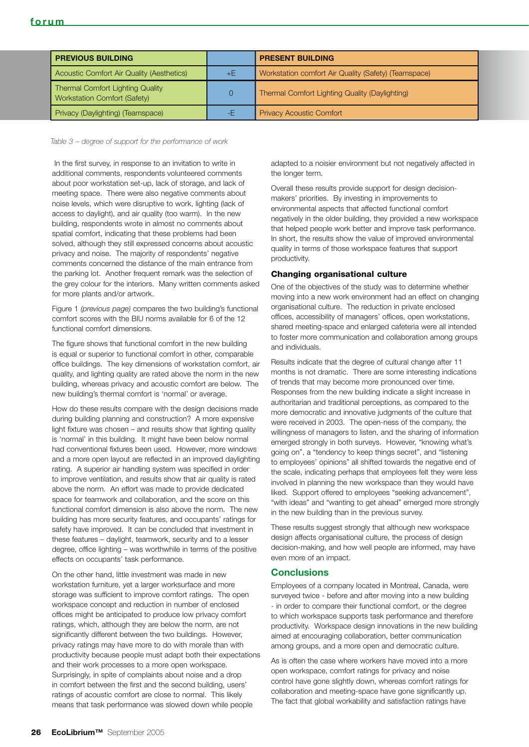| PREVIOUS BUILDING | | PRESENT BUILDING |
|---|---|---|
| Acoustic Comfort Air Quality (Aesthetics) | +E | Workstation comfort Air Quality (Safety) (Teamspace) |
| Thermal Comfort Lighting Quality Workstation Comfort (Safety) | 0 | Thermal Comfort Lighting Quality (Daylighting) |
| Privacy (Daylighting) (Teamspace) | -E | Privacy Acoustic Comfort |

*Table 3 – degree of support for the performance of work*

In the first survey, in response to an invitation to write in additional comments, respondents volunteered comments about poor workstation set-up, lack of storage, and lack of meeting space. There were also negative comments about noise levels, which were disruptive to work, lighting (lack of access to daylight), and air quality (too warm). In the new building, respondents wrote in almost no comments about spatial comfort, indicating that these problems had been solved, although they still expressed concerns about acoustic privacy and noise. The majority of respondents' negative comments concerned the distance of the main entrance from the parking lot. Another frequent remark was the selection of the grey colour for the interiors. Many written comments asked for more plants and/or artwork.

Figure 1 *(previous page)* compares the two building's functional comfort scores with the BIU norms available for 6 of the 12 functional comfort dimensions.

The figure shows that functional comfort in the new building is equal or superior to functional comfort in other, comparable office buildings. The key dimensions of workstation comfort, air quality, and lighting quality are rated above the norm in the new building, whereas privacy and acoustic comfort are below. The new building's thermal comfort is 'normal' or average.

How do these results compare with the design decisions made during building planning and construction? A more expensive light fixture was chosen – and results show that lighting quality is 'normal' in this building. It might have been below normal had conventional fixtures been used. However, more windows and a more open layout are reflected in an improved daylighting rating. A superior air handling system was specified in order to improve ventilation, and results show that air quality is rated above the norm. An effort was made to provide dedicated space for teamwork and collaboration, and the score on this functional comfort dimension is also above the norm. The new building has more security features, and occupants' ratings for safety have improved. It can be concluded that investment in these features – daylight, teamwork, security and to a lesser degree, office lighting – was worthwhile in terms of the positive effects on occupants' task performance.

On the other hand, little investment was made in new workstation furniture, yet a larger worksurface and more storage was sufficient to improve comfort ratings. The open workspace concept and reduction in number of enclosed offices might be anticipated to produce low privacy comfort ratings, which, although they are below the norm, are not significantly different between the two buildings. However, privacy ratings may have more to do with morale than with productivity because people must adapt both their expectations and their work processes to a more open workspace. Surprisingly, in spite of complaints about noise and a drop in comfort between the first and the second building, users' ratings of acoustic comfort are close to normal. This likely means that task performance was slowed down while people adapted to a noisier environment but not negatively affected in the longer term.

Overall these results provide support for design decision-makers' priorities. By investing in improvements to environmental aspects that affected functional comfort negatively in the older building, they provided a new workspace that helped people work better and improve task performance. In short, the results show the value of improved environmental quality in terms of those workspace features that support productivity.

### Changing organisational culture

One of the objectives of the study was to determine whether moving into a new work environment had an effect on changing organisational culture. The reduction in private enclosed offices, accessibility of managers' offices, open workstations, shared meeting-space and enlarged cafeteria were all intended to foster more communication and collaboration among groups and individuals.

Results indicate that the degree of cultural change after 11 months is not dramatic. There are some interesting indications of trends that may become more pronounced over time. Responses from the new building indicate a slight increase in authoritarian and traditional perceptions, as compared to the more democratic and innovative judgments of the culture that were received in 2003. The open-ness of the company, the willingness of managers to listen, and the sharing of information emerged strongly in both surveys. However, "knowing what's going on", a "tendency to keep things secret", and "listening to employees' opinions" all shifted towards the negative end of the scale, indicating perhaps that employees felt they were less involved in planning the new workspace than they would have liked. Support offered to employees "seeking advancement", "with ideas" and "wanting to get ahead" emerged more strongly in the new building than in the previous survey.

These results suggest strongly that although new workspace design affects organisational culture, the process of design decision-making, and how well people are informed, may have even more of an impact.

## Conclusions

Employees of a company located in Montreal, Canada, were surveyed twice - before and after moving into a new building - in order to compare their functional comfort, or the degree to which workspace supports task performance and therefore productivity. Workspace design innovations in the new building aimed at encouraging collaboration, better communication among groups, and a more open and democratic culture.

As is often the case where workers have moved into a more open workspace, comfort ratings for privacy and noise control have gone slightly down, whereas comfort ratings for collaboration and meeting-space have gone significantly up. The fact that global workability and satisfaction ratings have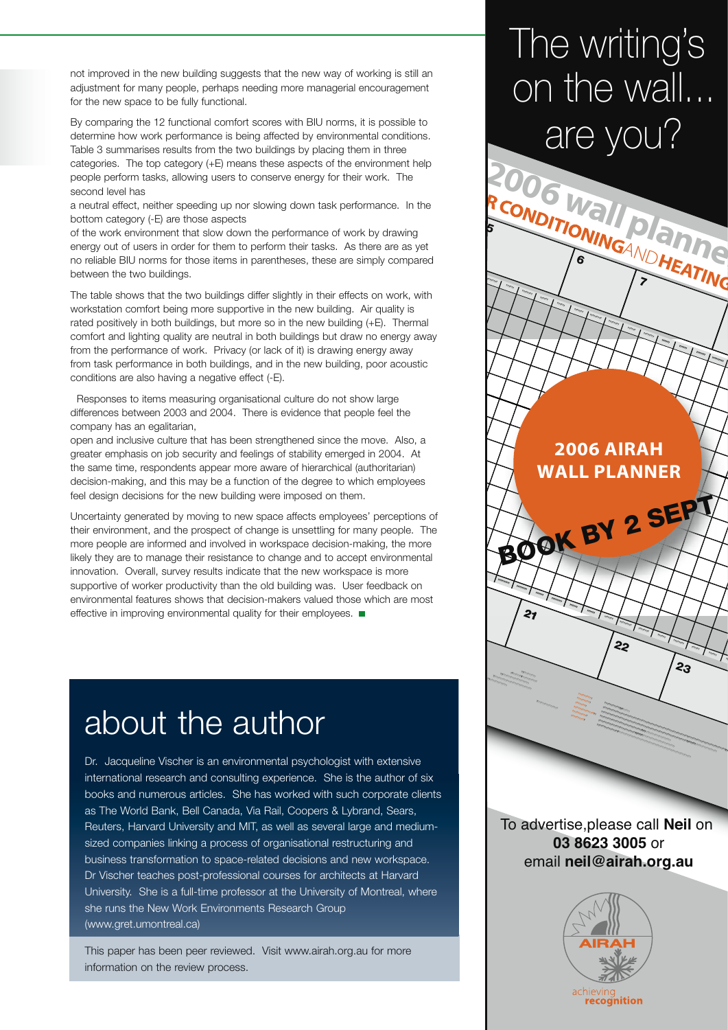not improved in the new building suggests that the new way of working is still an adjustment for many people, perhaps needing more managerial encouragement for the new space to be fully functional.

By comparing the 12 functional comfort scores with BIU norms, it is possible to determine how work performance is being affected by environmental conditions. Table 3 summarises results from the two buildings by placing them in three categories. The top category (+E) means these aspects of the environment help people perform tasks, allowing users to conserve energy for their work. The second level has a neutral effect, neither speeding up nor slowing down task performance. In the bottom category (-E) are those aspects of the work environment that slow down the performance of work by drawing energy out of users in order for them to perform their tasks. As there are as yet no reliable BIU norms for those items in parentheses, these are simply compared between the two buildings.

The table shows that the two buildings differ slightly in their effects on work, with workstation comfort being more supportive in the new building. Air quality is rated positively in both buildings, but more so in the new building (+E). Thermal comfort and lighting quality are neutral in both buildings but draw no energy away from the performance of work. Privacy (or lack of it) is drawing energy away from task performance in both buildings, and in the new building, poor acoustic conditions are also having a negative effect (-E).

Responses to items measuring organisational culture do not show large differences between 2003 and 2004. There is evidence that people feel the company has an egalitarian, open and inclusive culture that has been strengthened since the move. Also, a greater emphasis on job security and feelings of stability emerged in 2004. At the same time, respondents appear more aware of hierarchical (authoritarian) decision-making, and this may be a function of the degree to which employees feel design decisions for the new building were imposed on them.

Uncertainty generated by moving to new space affects employees' perceptions of their environment, and the prospect of change is unsettling for many people. The more people are informed and involved in workspace decision-making, the more likely they are to manage their resistance to change and to accept environmental innovation. Overall, survey results indicate that the new workspace is more supportive of worker productivity than the old building was. User feedback on environmental features shows that decision-makers valued those which are most effective in improving environmental quality for their employees.

## about the author

Dr. Jacqueline Vischer is an environmental psychologist with extensive international research and consulting experience. She is the author of six books and numerous articles. She has worked with such corporate clients as The World Bank, Bell Canada, Via Rail, Coopers & Lybrand, Sears, Reuters, Harvard University and MIT, as well as several large and medium-sized companies linking a process of organisational restructuring and business transformation to space-related decisions and new workspace. Dr Vischer teaches post-professional courses for architects at Harvard University. She is a full-time professor at the University of Montreal, where she runs the New Work Environments Research Group (www.gret.umontreal.ca)

This paper has been peer reviewed. Visit www.airah.org.au for more information on the review process.

# The writing's on the wall... are you?

2006 AIRAH WALL PLANNER

BOOK BY 2 SEPT

To advertise, please call **Neil** on **03 8623 3005** or email **neil@airah.org.au**

AIRAH achieving recognition